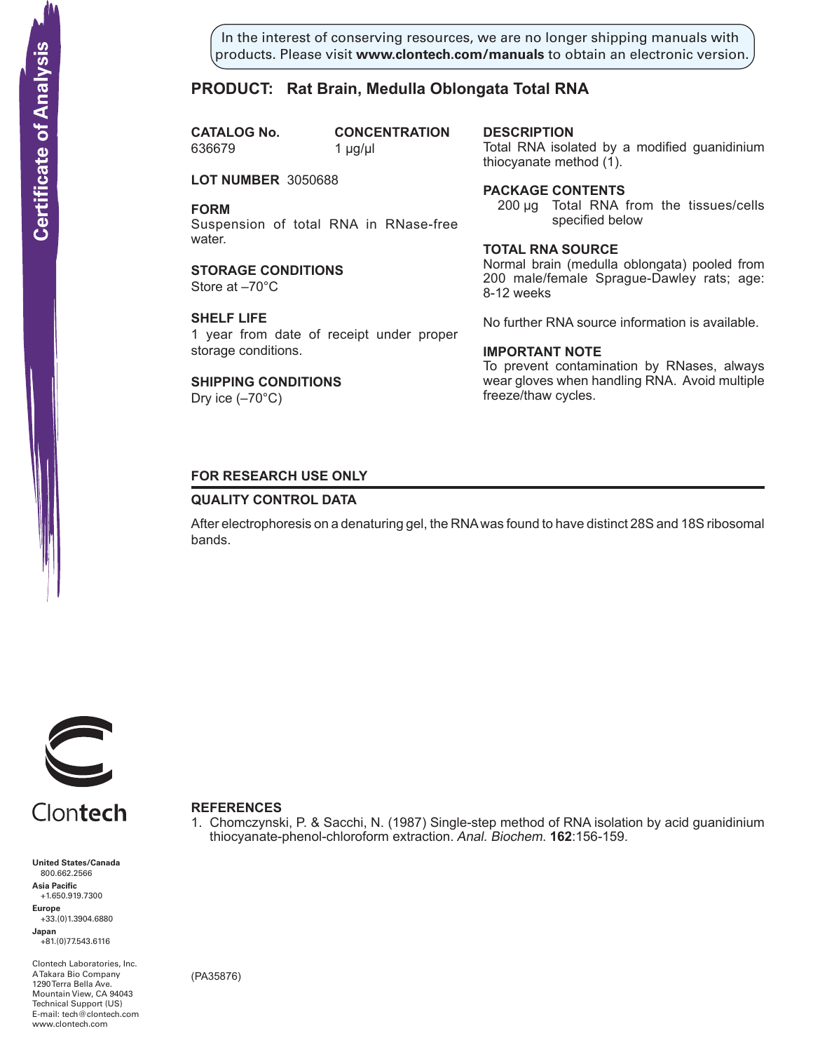Certificate of Analysis

In the interest of conserving resources, we are no longer shipping manuals with products. Please visit **www.clontech.com/manuals** to obtain an electronic version.

# PRODUCT: Rat Brain, Medulla Oblongata Total RNA

**CATALOG No.**
636679

**CONCENTRATION**
1 µg/µl

**LOT NUMBER** 3050688

**FORM**
Suspension of total RNA in RNase-free water.

**STORAGE CONDITIONS**
Store at –70°C

**SHELF LIFE**
1 year from date of receipt under proper storage conditions.

**SHIPPING CONDITIONS**
Dry ice (–70°C)

**DESCRIPTION**
Total RNA isolated by a modified guanidinium thiocyanate method (1).

**PACKAGE CONTENTS**
200 µg Total RNA from the tissues/cells specified below

**TOTAL RNA SOURCE**
Normal brain (medulla oblongata) pooled from 200 male/female Sprague-Dawley rats; age: 8-12 weeks

No further RNA source information is available.

**IMPORTANT NOTE**
To prevent contamination by RNases, always wear gloves when handling RNA. Avoid multiple freeze/thaw cycles.

**FOR RESEARCH USE ONLY**

## QUALITY CONTROL DATA

After electrophoresis on a denaturing gel, the RNA was found to have distinct 28S and 18S ribosomal bands.

## REFERENCES

1. Chomczynski, P. & Sacchi, N. (1987) Single-step method of RNA isolation by acid guanidinium thiocyanate-phenol-chloroform extraction. *Anal. Biochem*. **162**:156-159.

Clontech

**United States/Canada**
800.662.2566
**Asia Pacific**
+1.650.919.7300
**Europe**
+33.(0)1.3904.6880
**Japan**
+81.(0)77.543.6116

Clontech Laboratories, Inc.
A Takara Bio Company
1290 Terra Bella Ave.
Mountain View, CA 94043
Technical Support (US)
E-mail: tech@clontech.com
www.clontech.com

(PA35876)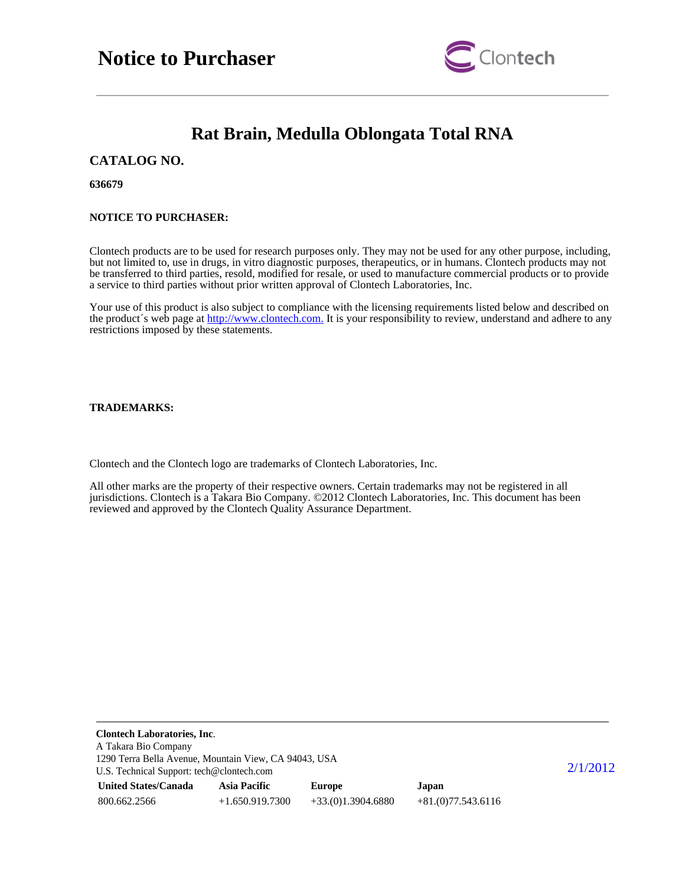# Notice to Purchaser

## Rat Brain, Medulla Oblongata Total RNA

### CATALOG NO.

**636679**

**NOTICE TO PURCHASER:**

Clontech products are to be used for research purposes only. They may not be used for any other purpose, including, but not limited to, use in drugs, in vitro diagnostic purposes, therapeutics, or in humans. Clontech products may not be transferred to third parties, resold, modified for resale, or used to manufacture commercial products or to provide a service to third parties without prior written approval of Clontech Laboratories, Inc.

Your use of this product is also subject to compliance with the licensing requirements listed below and described on the product´s web page at http://www.clontech.com. It is your responsibility to review, understand and adhere to any restrictions imposed by these statements.

**TRADEMARKS:**

Clontech and the Clontech logo are trademarks of Clontech Laboratories, Inc.

All other marks are the property of their respective owners. Certain trademarks may not be registered in all jurisdictions. Clontech is a Takara Bio Company. ©2012 Clontech Laboratories, Inc. This document has been reviewed and approved by the Clontech Quality Assurance Department.

**Clontech Laboratories, Inc.**
A Takara Bio Company
1290 Terra Bella Avenue, Mountain View, CA 94043, USA
U.S. Technical Support: tech@clontech.com

| United States/Canada | Asia Pacific | Europe | Japan |
|---|---|---|---|
| 800.662.2566 | +1.650.919.7300 | +33.(0)1.3904.6880 | +81.(0)77.543.6116 |

2/1/2012